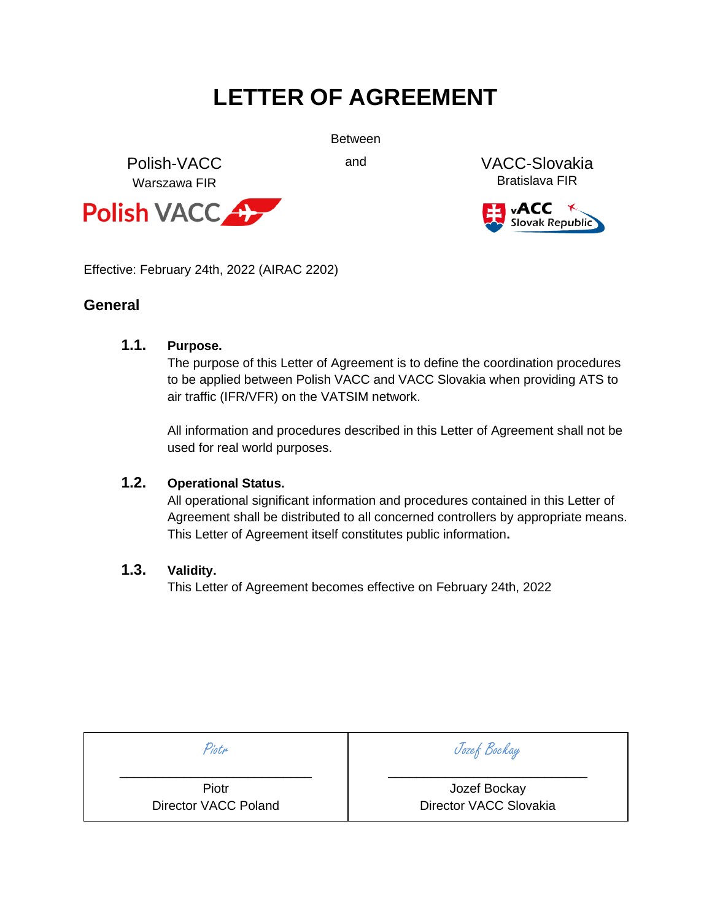# LETTER OF AGREEMENT

Between

| Polish-VACC | and | VACC-Slovakia |
| --- | --- | --- |
| Warszawa FIR | | Bratislava FIR |

Effective: February 24th, 2022 (AIRAC 2202)

## General

### 1.1. Purpose.

The purpose of this Letter of Agreement is to define the coordination procedures to be applied between Polish VACC and VACC Slovakia when providing ATS to air traffic (IFR/VFR) on the VATSIM network.

All information and procedures described in this Letter of Agreement shall not be used for real world purposes.

### 1.2. Operational Status.

All operational significant information and procedures contained in this Letter of Agreement shall be distributed to all concerned controllers by appropriate means. This Letter of Agreement itself constitutes public information**.**

### 1.3. Validity.

This Letter of Agreement becomes effective on February 24th, 2022

| *Piotr* | *Jozef Bockay* |
| --- | --- |
| Piotr<br>Director VACC Poland | Jozef Bockay<br>Director VACC Slovakia |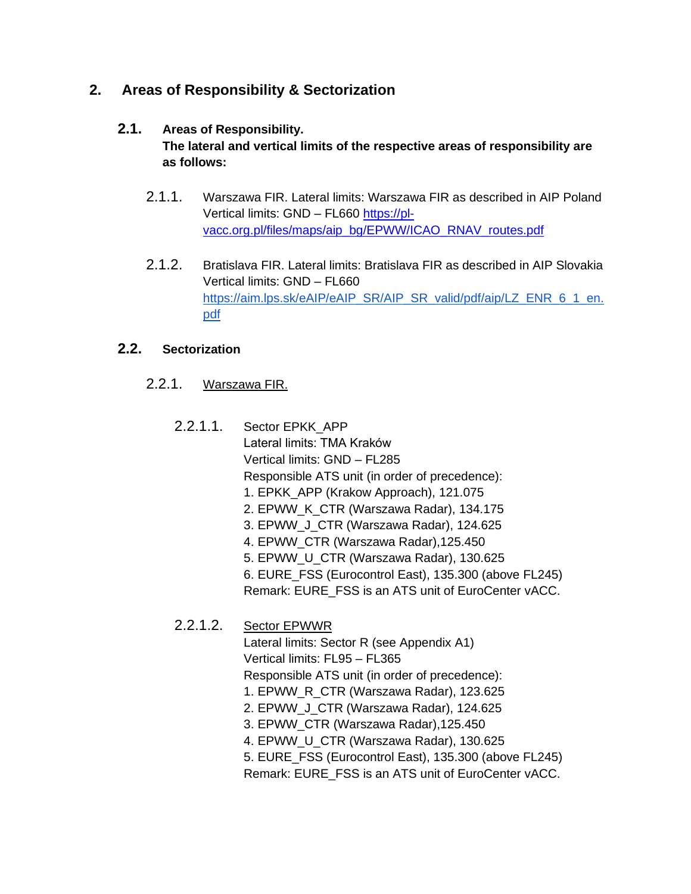## 2. Areas of Responsibility & Sectorization

### 2.1. Areas of Responsibility. The lateral and vertical limits of the respective areas of responsibility are as follows:

2.1.1. Warszawa FIR. Lateral limits: Warszawa FIR as described in AIP Poland Vertical limits: GND – FL660 https://pl-vacc.org.pl/files/maps/aip_bg/EPWW/ICAO_RNAV_routes.pdf

2.1.2. Bratislava FIR. Lateral limits: Bratislava FIR as described in AIP Slovakia Vertical limits: GND – FL660 https://aim.lps.sk/eAIP/eAIP_SR/AIP_SR_valid/pdf/aip/LZ_ENR_6_1_en.pdf

### 2.2. Sectorization

2.2.1. Warszawa FIR.

2.2.1.1. Sector EPKK_APP
Lateral limits: TMA Kraków
Vertical limits: GND – FL285
Responsible ATS unit (in order of precedence):
1. EPKK_APP (Krakow Approach), 121.075
2. EPWW_K_CTR (Warszawa Radar), 134.175
3. EPWW_J_CTR (Warszawa Radar), 124.625
4. EPWW_CTR (Warszawa Radar),125.450
5. EPWW_U_CTR (Warszawa Radar), 130.625
6. EURE_FSS (Eurocontrol East), 135.300 (above FL245)
Remark: EURE_FSS is an ATS unit of EuroCenter vACC.

2.2.1.2. Sector EPWWR
Lateral limits: Sector R (see Appendix A1)
Vertical limits: FL95 – FL365
Responsible ATS unit (in order of precedence):
1. EPWW_R_CTR (Warszawa Radar), 123.625
2. EPWW_J_CTR (Warszawa Radar), 124.625
3. EPWW_CTR (Warszawa Radar),125.450
4. EPWW_U_CTR (Warszawa Radar), 130.625
5. EURE_FSS (Eurocontrol East), 135.300 (above FL245)
Remark: EURE_FSS is an ATS unit of EuroCenter vACC.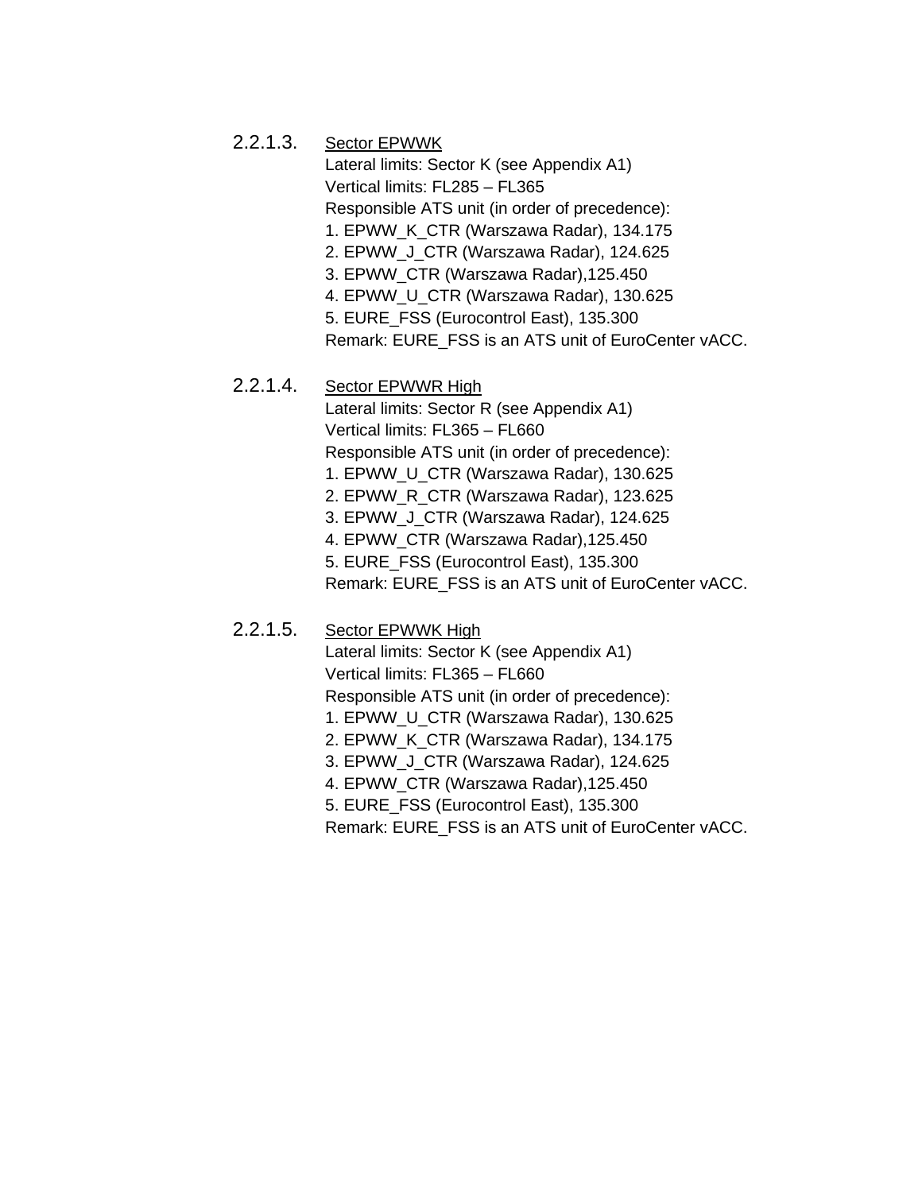#### 2.2.1.3. Sector EPWWK

Lateral limits: Sector K (see Appendix A1)
Vertical limits: FL285 – FL365
Responsible ATS unit (in order of precedence):

1. EPWW_K_CTR (Warszawa Radar), 134.175
2. EPWW_J_CTR (Warszawa Radar), 124.625
3. EPWW_CTR (Warszawa Radar),125.450
4. EPWW_U_CTR (Warszawa Radar), 130.625
5. EURE_FSS (Eurocontrol East), 135.300

Remark: EURE_FSS is an ATS unit of EuroCenter vACC.

#### 2.2.1.4. Sector EPWWR High

Lateral limits: Sector R (see Appendix A1)
Vertical limits: FL365 – FL660
Responsible ATS unit (in order of precedence):

1. EPWW_U_CTR (Warszawa Radar), 130.625
2. EPWW_R_CTR (Warszawa Radar), 123.625
3. EPWW_J_CTR (Warszawa Radar), 124.625
4. EPWW_CTR (Warszawa Radar),125.450
5. EURE_FSS (Eurocontrol East), 135.300

Remark: EURE_FSS is an ATS unit of EuroCenter vACC.

#### 2.2.1.5. Sector EPWWK High

Lateral limits: Sector K (see Appendix A1)
Vertical limits: FL365 – FL660
Responsible ATS unit (in order of precedence):

1. EPWW_U_CTR (Warszawa Radar), 130.625
2. EPWW_K_CTR (Warszawa Radar), 134.175
3. EPWW_J_CTR (Warszawa Radar), 124.625
4. EPWW_CTR (Warszawa Radar),125.450
5. EURE_FSS (Eurocontrol East), 135.300

Remark: EURE_FSS is an ATS unit of EuroCenter vACC.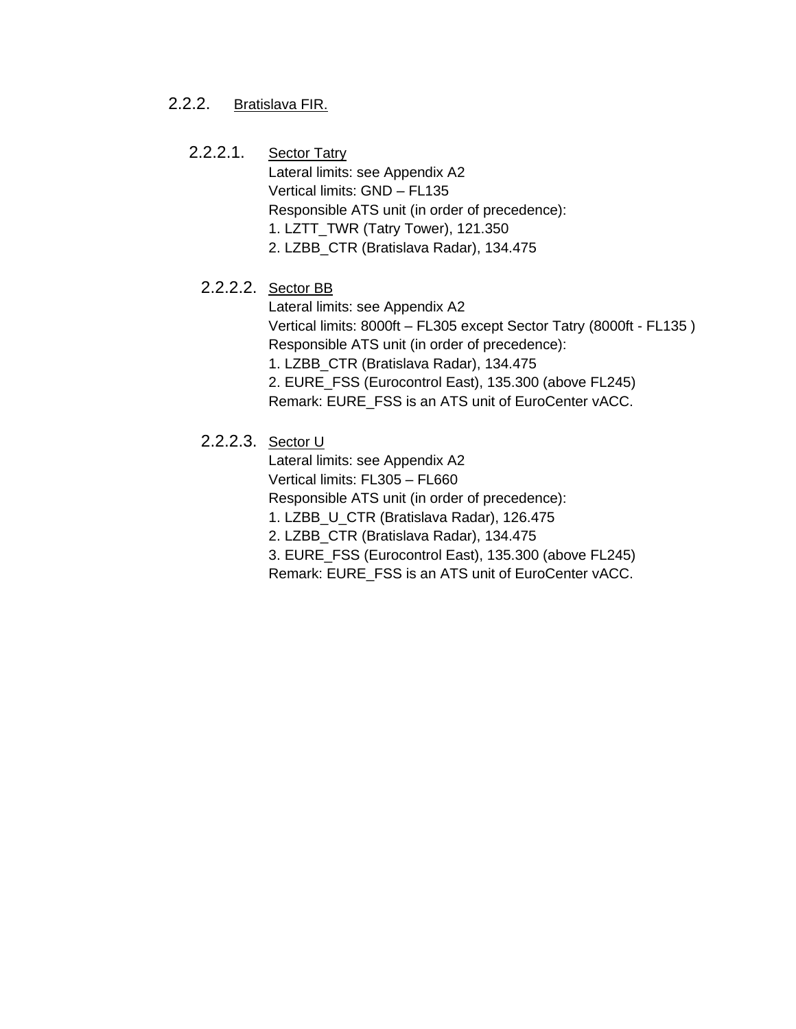### 2.2.2. Bratislava FIR.

#### 2.2.2.1. Sector Tatry

Lateral limits: see Appendix A2
Vertical limits: GND – FL135
Responsible ATS unit (in order of precedence):
1. LZTT_TWR (Tatry Tower), 121.350
2. LZBB_CTR (Bratislava Radar), 134.475

#### 2.2.2.2. Sector BB

Lateral limits: see Appendix A2
Vertical limits: 8000ft – FL305 except Sector Tatry (8000ft - FL135 )
Responsible ATS unit (in order of precedence):
1. LZBB_CTR (Bratislava Radar), 134.475
2. EURE_FSS (Eurocontrol East), 135.300 (above FL245)
Remark: EURE_FSS is an ATS unit of EuroCenter vACC.

#### 2.2.2.3. Sector U

Lateral limits: see Appendix A2
Vertical limits: FL305 – FL660
Responsible ATS unit (in order of precedence):
1. LZBB_U_CTR (Bratislava Radar), 126.475
2. LZBB_CTR (Bratislava Radar), 134.475
3. EURE_FSS (Eurocontrol East), 135.300 (above FL245)
Remark: EURE_FSS is an ATS unit of EuroCenter vACC.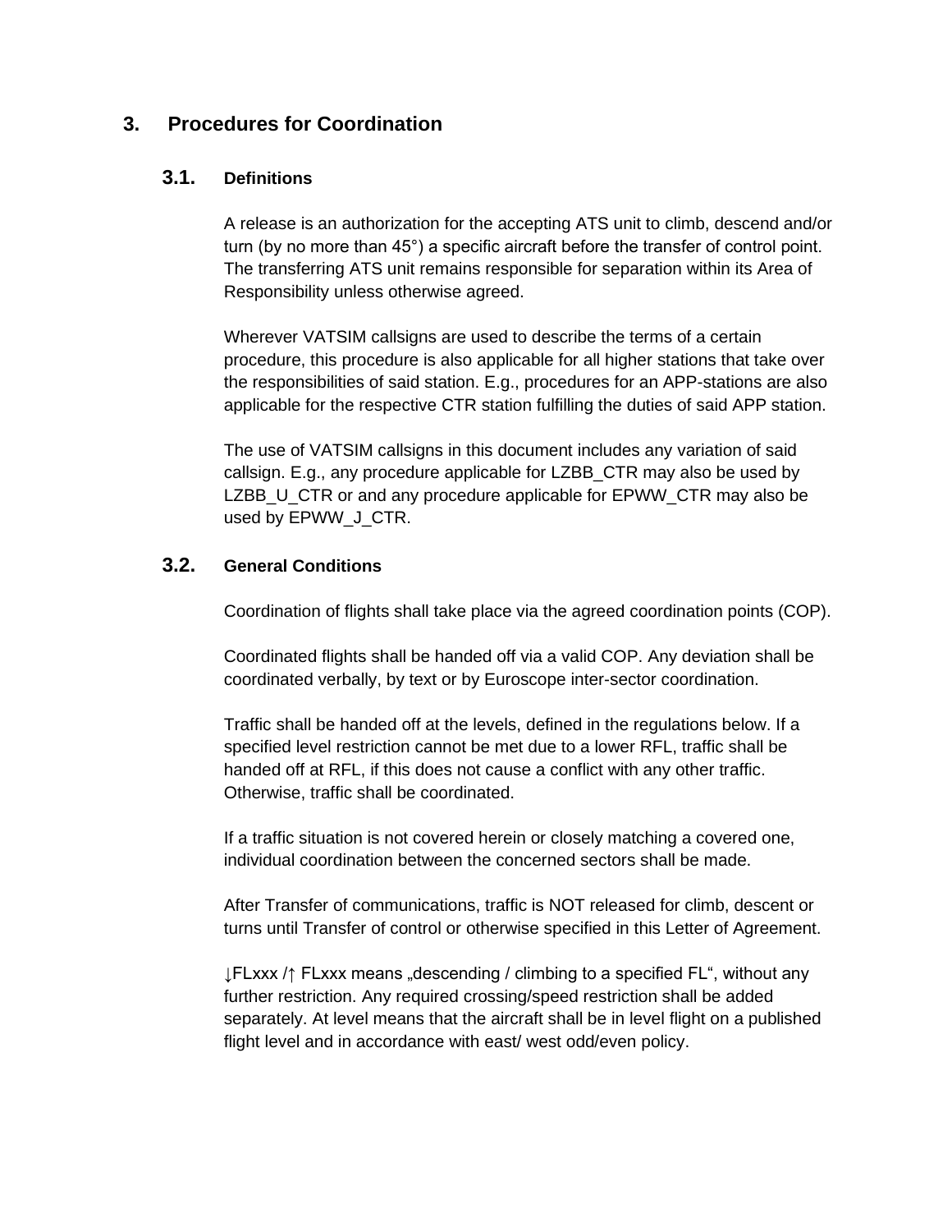# 3. Procedures for Coordination

## 3.1. Definitions

A release is an authorization for the accepting ATS unit to climb, descend and/or turn (by no more than 45°) a specific aircraft before the transfer of control point. The transferring ATS unit remains responsible for separation within its Area of Responsibility unless otherwise agreed.

Wherever VATSIM callsigns are used to describe the terms of a certain procedure, this procedure is also applicable for all higher stations that take over the responsibilities of said station. E.g., procedures for an APP-stations are also applicable for the respective CTR station fulfilling the duties of said APP station.

The use of VATSIM callsigns in this document includes any variation of said callsign. E.g., any procedure applicable for LZBB_CTR may also be used by LZBB_U_CTR or and any procedure applicable for EPWW_CTR may also be used by EPWW_J_CTR.

## 3.2. General Conditions

Coordination of flights shall take place via the agreed coordination points (COP).

Coordinated flights shall be handed off via a valid COP. Any deviation shall be coordinated verbally, by text or by Euroscope inter-sector coordination.

Traffic shall be handed off at the levels, defined in the regulations below. If a specified level restriction cannot be met due to a lower RFL, traffic shall be handed off at RFL, if this does not cause a conflict with any other traffic. Otherwise, traffic shall be coordinated.

If a traffic situation is not covered herein or closely matching a covered one, individual coordination between the concerned sectors shall be made.

After Transfer of communications, traffic is NOT released for climb, descent or turns until Transfer of control or otherwise specified in this Letter of Agreement.

↓FLxxx /↑ FLxxx means „descending / climbing to a specified FL", without any further restriction. Any required crossing/speed restriction shall be added separately. At level means that the aircraft shall be in level flight on a published flight level and in accordance with east/ west odd/even policy.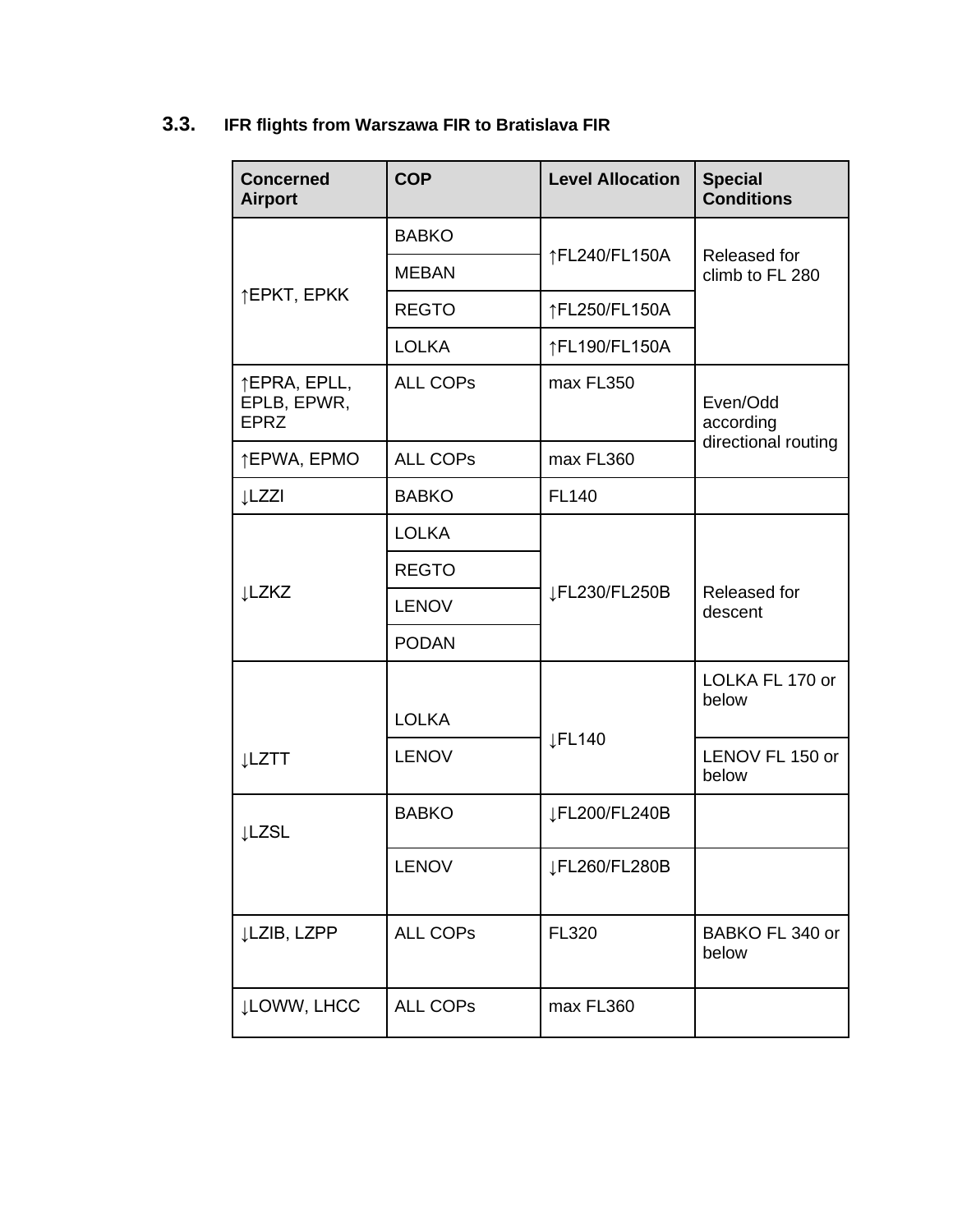### 3.3. IFR flights from Warszawa FIR to Bratislava FIR

| Concerned Airport | COP | Level Allocation | Special Conditions |
|---|---|---|---|
| ↑EPKT, EPKK | BABKO | ↑FL240/FL150A | Released for climb to FL 280 |
| | MEBAN | | |
| | REGTO | ↑FL250/FL150A | |
| | LOLKA | ↑FL190/FL150A | |
| ↑EPRA, EPLL, EPLB, EPWR, EPRZ | ALL COPs | max FL350 | Even/Odd according directional routing |
| ↑EPWA, EPMO | ALL COPs | max FL360 | |
| ↓LZZI | BABKO | FL140 | |
| ↓LZKZ | LOLKA | ↓FL230/FL250B | Released for descent |
| | REGTO | | |
| | LENOV | | |
| | PODAN | | |
| ↓LZTT | LOLKA | ↓FL140 | LOLKA FL 170 or below |
| | LENOV | | LENOV FL 150 or below |
| ↓LZSL | BABKO | ↓FL200/FL240B | |
| | LENOV | ↓FL260/FL280B | |
| ↓LZIB, LZPP | ALL COPs | FL320 | BABKO FL 340 or below |
| ↓LOWW, LHCC | ALL COPs | max FL360 | |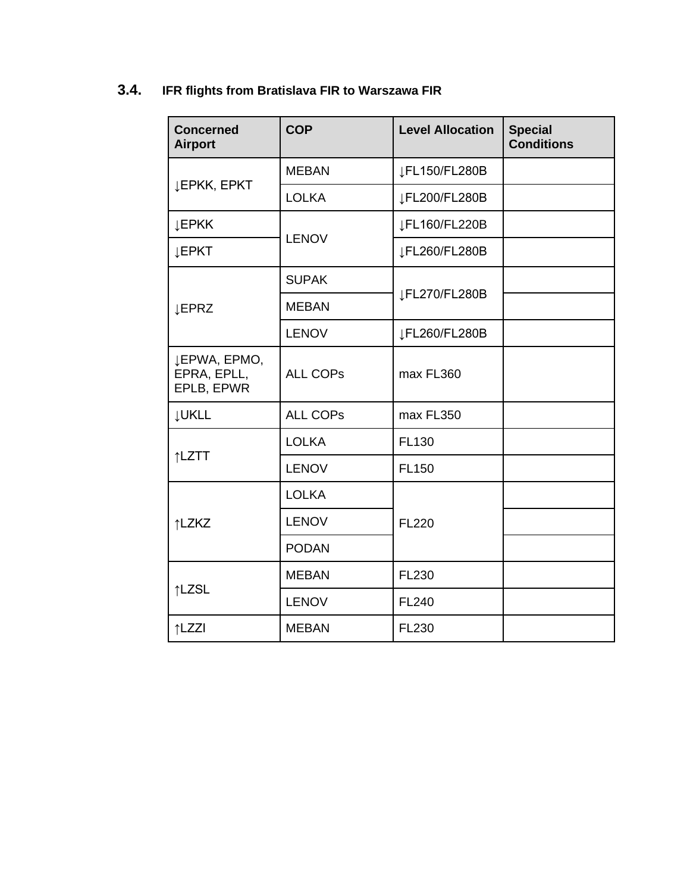### 3.4. IFR flights from Bratislava FIR to Warszawa FIR

| Concerned Airport | COP | Level Allocation | Special Conditions |
|---|---|---|---|
| ↓EPKK, EPKT | MEBAN | ↓FL150/FL280B | |
| | LOLKA | ↓FL200/FL280B | |
| ↓EPKK | LENOV | ↓FL160/FL220B | |
| ↓EPKT | | ↓FL260/FL280B | |
| ↓EPRZ | SUPAK | ↓FL270/FL280B | |
| | MEBAN | | |
| | LENOV | ↓FL260/FL280B | |
| ↓EPWA, EPMO, EPRA, EPLL, EPLB, EPWR | ALL COPs | max FL360 | |
| ↓UKLL | ALL COPs | max FL350 | |
| ↑LZTT | LOLKA | FL130 | |
| | LENOV | FL150 | |
| ↑LZKZ | LOLKA | FL220 | |
| | LENOV | | |
| | PODAN | | |
| ↑LZSL | MEBAN | FL230 | |
| | LENOV | FL240 | |
| ↑LZZI | MEBAN | FL230 | |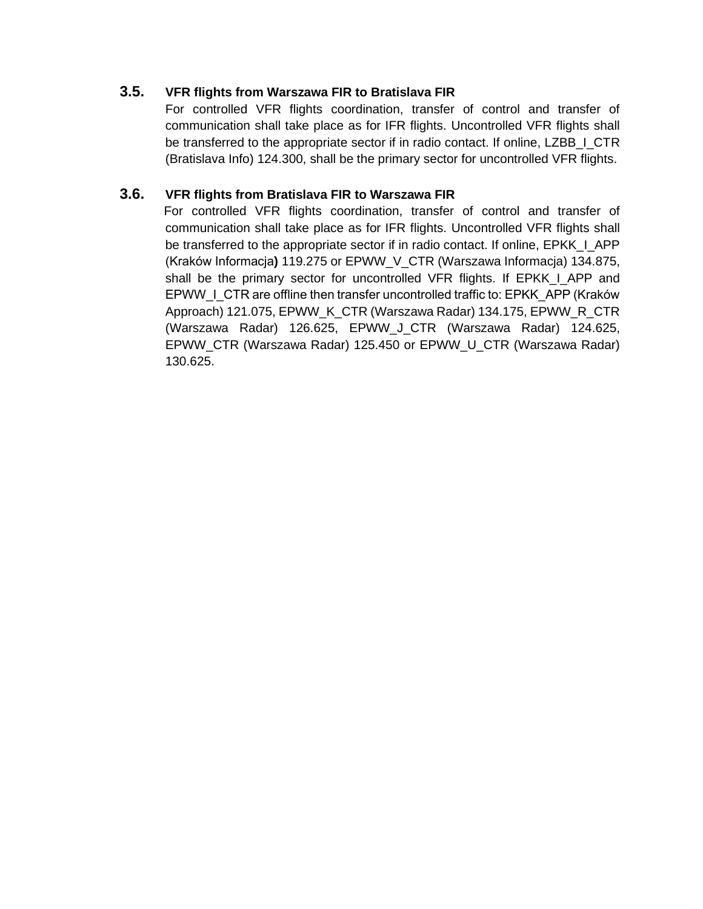### 3.5. VFR flights from Warszawa FIR to Bratislava FIR

For controlled VFR flights coordination, transfer of control and transfer of communication shall take place as for IFR flights. Uncontrolled VFR flights shall be transferred to the appropriate sector if in radio contact. If online, LZBB_I_CTR (Bratislava Info) 124.300, shall be the primary sector for uncontrolled VFR flights.

### 3.6. VFR flights from Bratislava FIR to Warszawa FIR

For controlled VFR flights coordination, transfer of control and transfer of communication shall take place as for IFR flights. Uncontrolled VFR flights shall be transferred to the appropriate sector if in radio contact. If online, EPKK_I_APP (Kraków Informacja) 119.275 or EPWW_V_CTR (Warszawa Informacja) 134.875, shall be the primary sector for uncontrolled VFR flights. If EPKK_I_APP and EPWW_I_CTR are offline then transfer uncontrolled traffic to: EPKK_APP (Kraków Approach) 121.075, EPWW_K_CTR (Warszawa Radar) 134.175, EPWW_R_CTR (Warszawa Radar) 126.625, EPWW_J_CTR (Warszawa Radar) 124.625, EPWW_CTR (Warszawa Radar) 125.450 or EPWW_U_CTR (Warszawa Radar) 130.625.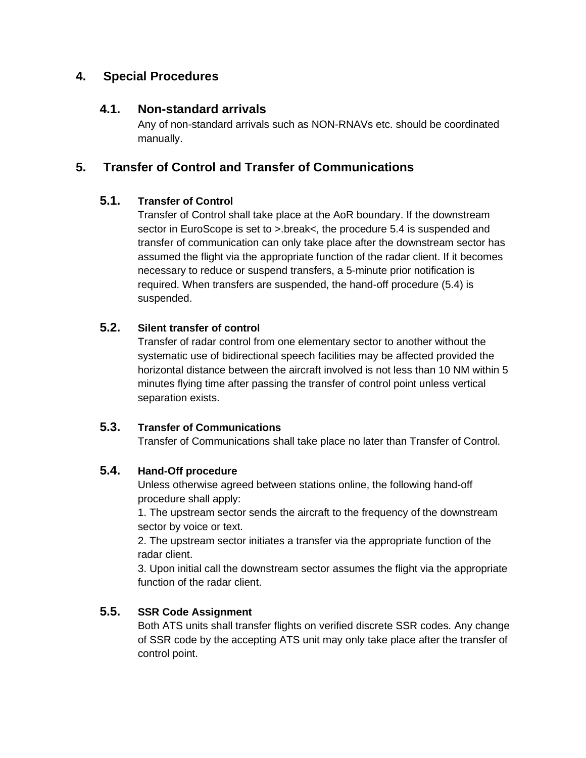# 4. Special Procedures

## 4.1. Non-standard arrivals

Any of non-standard arrivals such as NON-RNAVs etc. should be coordinated manually.

# 5. Transfer of Control and Transfer of Communications

## 5.1. Transfer of Control

Transfer of Control shall take place at the AoR boundary. If the downstream sector in EuroScope is set to >.break<, the procedure 5.4 is suspended and transfer of communication can only take place after the downstream sector has assumed the flight via the appropriate function of the radar client. If it becomes necessary to reduce or suspend transfers, a 5-minute prior notification is required. When transfers are suspended, the hand-off procedure (5.4) is suspended.

## 5.2. Silent transfer of control

Transfer of radar control from one elementary sector to another without the systematic use of bidirectional speech facilities may be affected provided the horizontal distance between the aircraft involved is not less than 10 NM within 5 minutes flying time after passing the transfer of control point unless vertical separation exists.

## 5.3. Transfer of Communications

Transfer of Communications shall take place no later than Transfer of Control.

## 5.4. Hand-Off procedure

Unless otherwise agreed between stations online, the following hand-off procedure shall apply:

1. The upstream sector sends the aircraft to the frequency of the downstream sector by voice or text.
2. The upstream sector initiates a transfer via the appropriate function of the radar client.
3. Upon initial call the downstream sector assumes the flight via the appropriate function of the radar client.

## 5.5. SSR Code Assignment

Both ATS units shall transfer flights on verified discrete SSR codes. Any change of SSR code by the accepting ATS unit may only take place after the transfer of control point.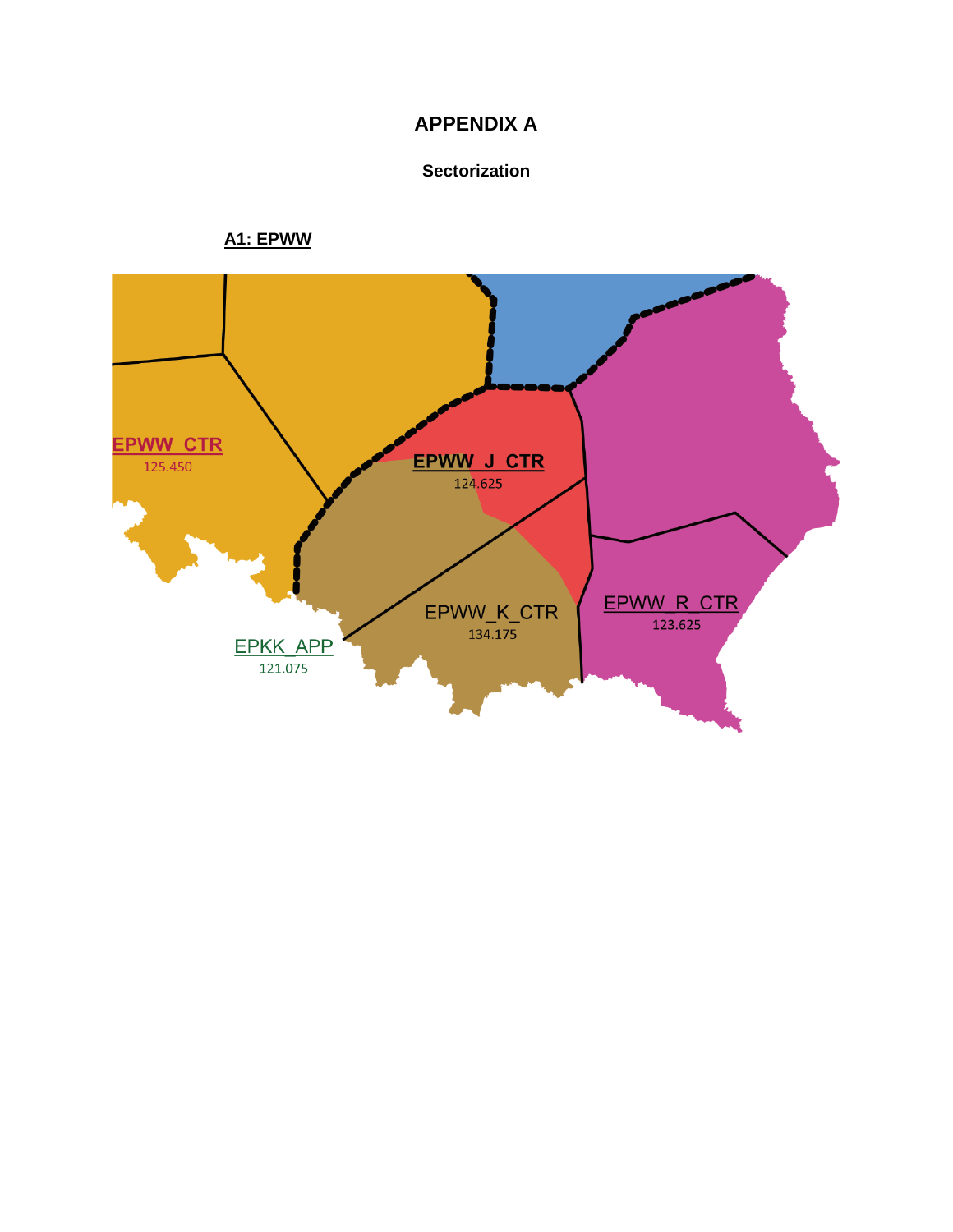# APPENDIX A

## Sectorization

### A1: EPWW

EPWW_CTR
125.450

EPWW_J_CTR
124.625

EPWW_K_CTR
134.175

EPWW_R_CTR
123.625

EPKK_APP
121.075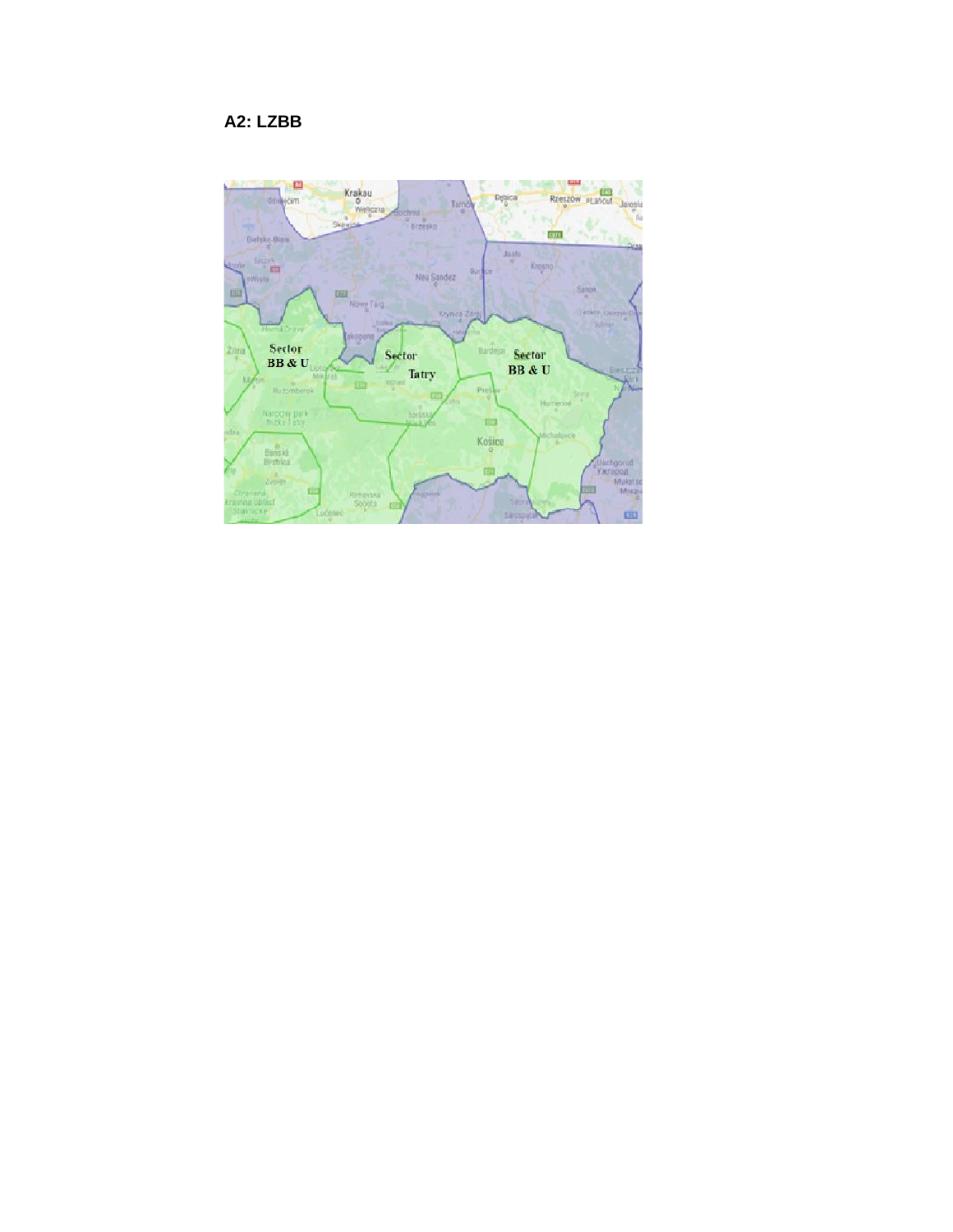**A2: LZBB**

Sector BB & U

Sector Tatry

Sector BB & U